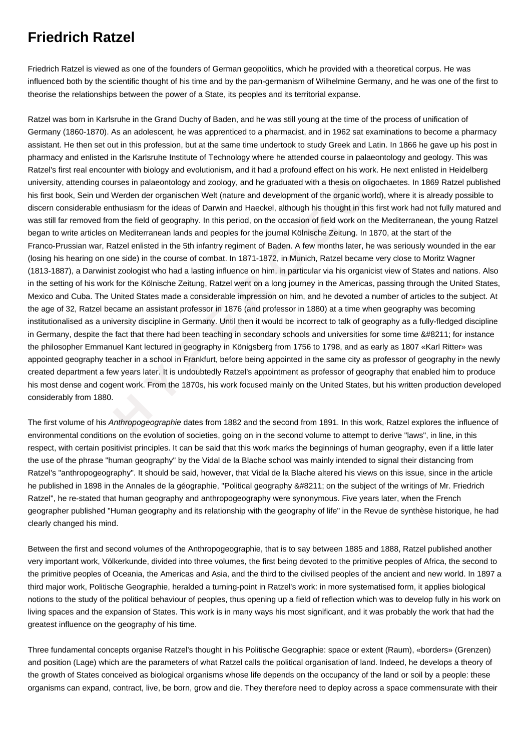# Friedrich Ratzel

Friedrich Ratzel is viewed as one of the founders of German geopolitics, which he provided with a theoretical corpus. He was influenced both by the scientific thought of his time and by the pan-germanism of Wilhelmine Germany, and he was one of the first to theorise the relationships between the power of a State, its peoples and its territorial expanse.

Ratzel was born in Karlsruhe in the Grand Duchy of Baden, and he was still young at the time of the process of unification of Germany (1860-1870). As an adolescent, he was apprenticed to a pharmacist, and in 1962 sat examinations to become a pharmacy assistant. He then set out in this profession, but at the same time undertook to study Greek and Latin. In 1866 he gave up his post in pharmacy and enlisted in the Karlsruhe Institute of Technology where he attended course in palaeontology and geology. This was Ratzel's first real encounter with biology and evolutionism, and it had a profound effect on his work. He next enlisted in Heidelberg university, attending courses in palaeontology and zoology, and he graduated with a thesis on oligochaetes. In 1869 Ratzel published his first book, Sein und Werden der organischen Welt (nature and development of the organic world), where it is already possible to discern considerable enthusiasm for the ideas of Darwin and Haeckel, although his thought in this first work had not fully matured and was still far removed from the field of geography. In this period, on the occasion of field work on the Mediterranean, the young Ratzel began to write articles on Mediterranean lands and peoples for the journal Kölnische Zeitung. In 1870, at the start of the Franco-Prussian war, Ratzel enlisted in the 5th infantry regiment of Baden. A few months later, he was seriously wounded in the ear (losing his hearing on one side) in the course of combat. In 1871-1872, in Munich, Ratzel became very close to Moritz Wagner (1813-1887), a Darwinist zoologist who had a lasting influence on him, in particular via his organicist view of States and nations. Also in the setting of his work for the Kölnische Zeitung, Ratzel went on a long journey in the Americas, passing through the United States, Mexico and Cuba. The United States made a considerable impression on him, and he devoted a number of articles to the subject. At the age of 32, Ratzel became an assistant professor in 1876 (and professor in 1880) at a time when geography was becoming institutionalised as a university discipline in Germany. Until then it would be incorrect to talk of geography as a fully-fledged discipline in Germany, despite the fact that there had been teaching in secondary schools and universities for some time &#8211; for instance the philosopher Emmanuel Kant lectured in geography in Königsberg from 1756 to 1798, and as early as 1807 «Karl Ritter» was appointed geography teacher in a school in Frankfurt, before being appointed in the same city as professor of geography in the newly created department a few years later. It is undoubtedly Ratzel's appointment as professor of geography that enabled him to produce his most dense and cogent work. From the 1870s, his work focused mainly on the United States, but his written production developed considerably from 1880.

The first volume of his *Anthropogeographie* dates from 1882 and the second from 1891. In this work, Ratzel explores the influence of environmental conditions on the evolution of societies, going on in the second volume to attempt to derive "laws", in line, in this respect, with certain positivist principles. It can be said that this work marks the beginnings of human geography, even if a little later the use of the phrase "human geography" by the Vidal de la Blache school was mainly intended to signal their distancing from Ratzel's "anthropogeography". It should be said, however, that Vidal de la Blache altered his views on this issue, since in the article he published in 1898 in the Annales de la géographie, "Political geography &#8211; on the subject of the writings of Mr. Friedrich Ratzel", he re-stated that human geography and anthropogeography were synonymous. Five years later, when the French geographer published "Human geography and its relationship with the geography of life" in the Revue de synthèse historique, he had clearly changed his mind.

Between the first and second volumes of the Anthropogeographie, that is to say between 1885 and 1888, Ratzel published another very important work, Völkerkunde, divided into three volumes, the first being devoted to the primitive peoples of Africa, the second to the primitive peoples of Oceania, the Americas and Asia, and the third to the civilised peoples of the ancient and new world. In 1897 a third major work, Politische Geographie, heralded a turning-point in Ratzel's work: in more systematised form, it applies biological notions to the study of the political behaviour of peoples, thus opening up a field of reflection which was to develop fully in his work on living spaces and the expansion of States. This work is in many ways his most significant, and it was probably the work that had the greatest influence on the geography of his time.

Three fundamental concepts organise Ratzel's thought in his Politische Geographie: space or extent (Raum), «borders» (Grenzen) and position (Lage) which are the parameters of what Ratzel calls the political organisation of land. Indeed, he develops a theory of the growth of States conceived as biological organisms whose life depends on the occupancy of the land or soil by a people: these organisms can expand, contract, live, be born, grow and die. They therefore need to deploy across a space commensurate with their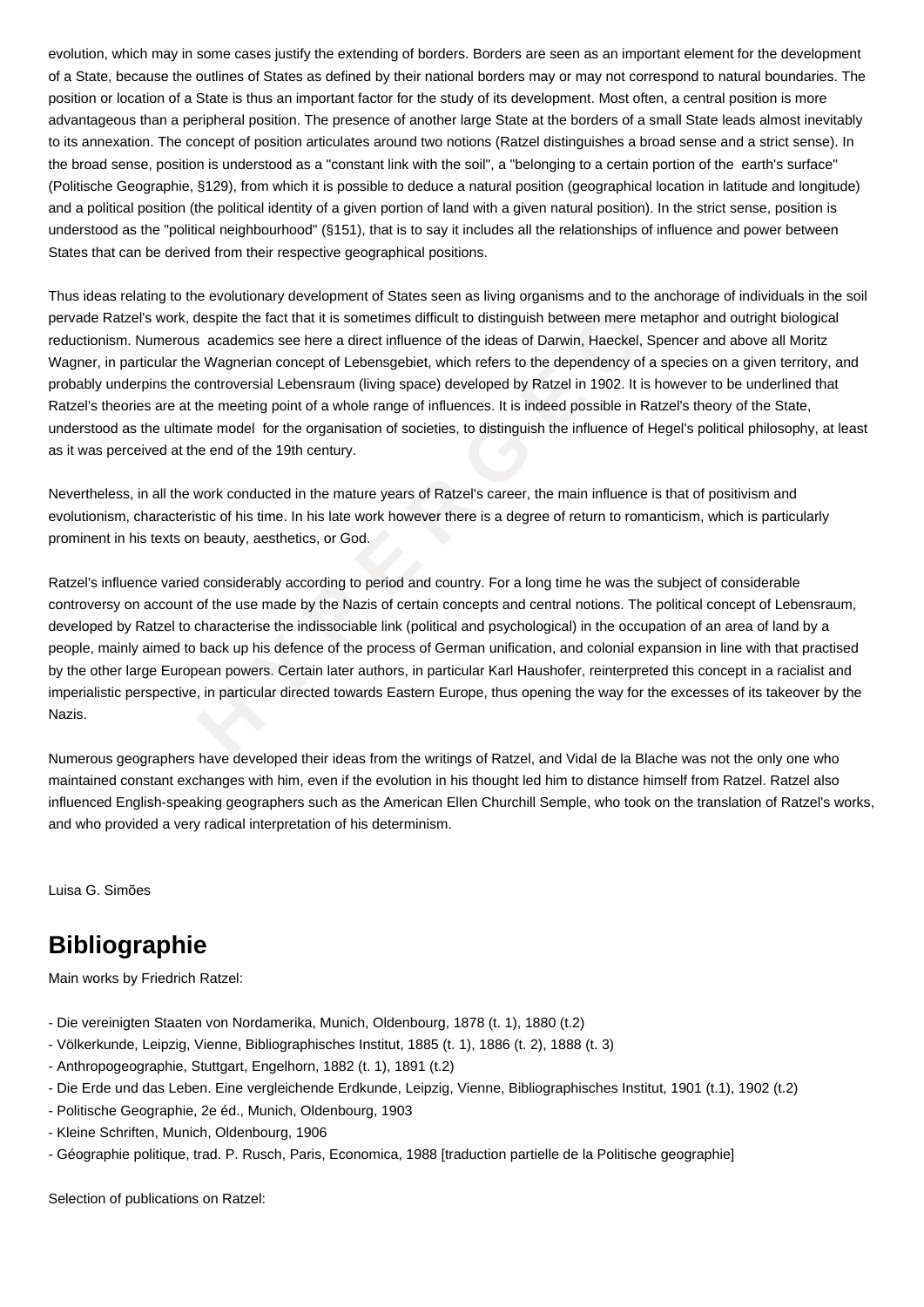evolution, which may in some cases justify the extending of borders. Borders are seen as an important element for the development of a State, because the outlines of States as defined by their national borders may or may not correspond to natural boundaries. The position or location of a State is thus an important factor for the study of its development. Most often, a central position is more advantageous than a peripheral position. The presence of another large State at the borders of a small State leads almost inevitably to its annexation. The concept of position articulates around two notions (Ratzel distinguishes a broad sense and a strict sense). In the broad sense, position is understood as a "constant link with the soil", a "belonging to a certain portion of the earth's surface" (Politische Geographie, §129), from which it is possible to deduce a natural position (geographical location in latitude and longitude) and a political position (the political identity of a given portion of land with a given natural position). In the strict sense, position is understood as the "political neighbourhood" (§151), that is to say it includes all the relationships of influence and power between States that can be derived from their respective geographical positions.

Thus ideas relating to the evolutionary development of States seen as living organisms and to the anchorage of individuals in the soil pervade Ratzel's work, despite the fact that it is sometimes difficult to distinguish between mere metaphor and outright biological reductionism. Numerous academics see here a direct influence of the ideas of Darwin, Haeckel, Spencer and above all Moritz Wagner, in particular the Wagnerian concept of Lebensgebiet, which refers to the dependency of a species on a given territory, and probably underpins the controversial Lebensraum (living space) developed by Ratzel in 1902. It is however to be underlined that Ratzel's theories are at the meeting point of a whole range of influences. It is indeed possible in Ratzel's theory of the State, understood as the ultimate model for the organisation of societies, to distinguish the influence of Hegel's political philosophy, at least as it was perceived at the end of the 19th century.

Nevertheless, in all the work conducted in the mature years of Ratzel's career, the main influence is that of positivism and evolutionism, characteristic of his time. In his late work however there is a degree of return to romanticism, which is particularly prominent in his texts on beauty, aesthetics, or God.

Ratzel's influence varied considerably according to period and country. For a long time he was the subject of considerable controversy on account of the use made by the Nazis of certain concepts and central notions. The political concept of Lebensraum, developed by Ratzel to characterise the indissociable link (political and psychological) in the occupation of an area of land by a people, mainly aimed to back up his defence of the process of German unification, and colonial expansion in line with that practised by the other large European powers. Certain later authors, in particular Karl Haushofer, reinterpreted this concept in a racialist and imperialistic perspective, in particular directed towards Eastern Europe, thus opening the way for the excesses of its takeover by the Nazis.

Numerous geographers have developed their ideas from the writings of Ratzel, and Vidal de la Blache was not the only one who maintained constant exchanges with him, even if the evolution in his thought led him to distance himself from Ratzel. Ratzel also influenced English-speaking geographers such as the American Ellen Churchill Semple, who took on the translation of Ratzel's works, and who provided a very radical interpretation of his determinism.

Luisa G. Simões

## Bibliographie

Main works by Friedrich Ratzel:

- Die vereinigten Staaten von Nordamerika, Munich, Oldenbourg, 1878 (t. 1), 1880 (t.2)
- Völkerkunde, Leipzig, Vienne, Bibliographisches Institut, 1885 (t. 1), 1886 (t. 2), 1888 (t. 3)
- Anthropogeographie, Stuttgart, Engelhorn, 1882 (t. 1), 1891 (t.2)
- Die Erde und das Leben. Eine vergleichende Erdkunde, Leipzig, Vienne, Bibliographisches Institut, 1901 (t.1), 1902 (t.2)
- Politische Geographie, 2e éd., Munich, Oldenbourg, 1903
- Kleine Schriften, Munich, Oldenbourg, 1906
- Géographie politique, trad. P. Rusch, Paris, Economica, 1988 [traduction partielle de la Politische geographie]

Selection of publications on Ratzel: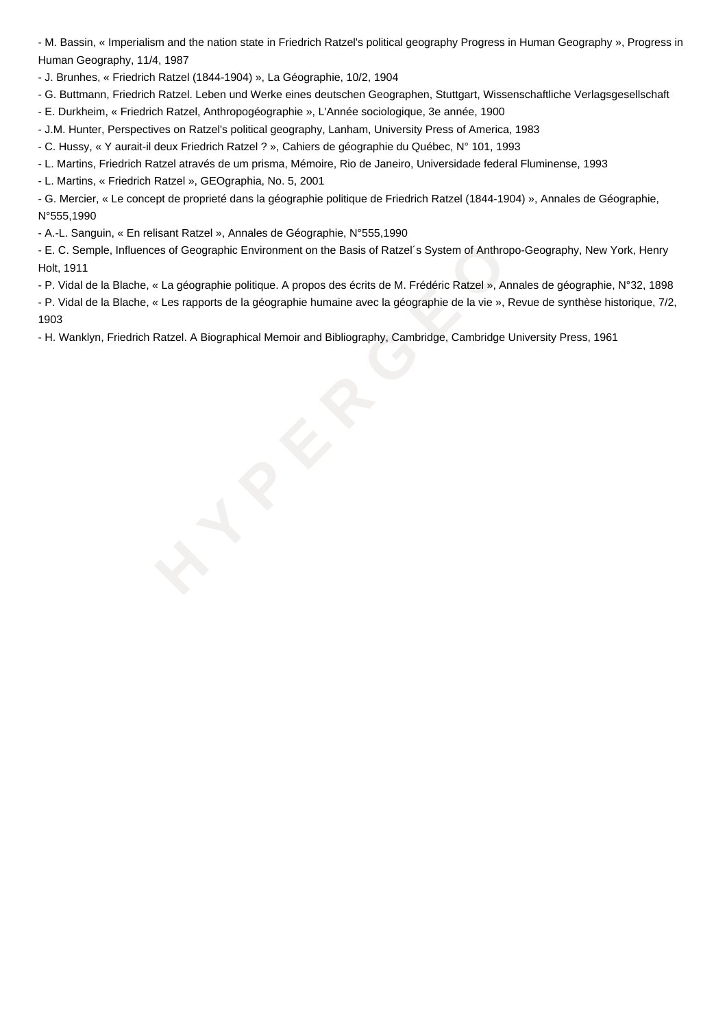- M. Bassin, « Imperialism and the nation state in Friedrich Ratzel's political geography Progress in Human Geography », Progress in Human Geography, 11/4, 1987
- J. Brunhes, « Friedrich Ratzel (1844-1904) », La Géographie, 10/2, 1904
- G. Buttmann, Friedrich Ratzel. Leben und Werke eines deutschen Geographen, Stuttgart, Wissenschaftliche Verlagsgesellschaft
- E. Durkheim, « Friedrich Ratzel, Anthropogéographie », L'Année sociologique, 3e année, 1900
- J.M. Hunter, Perspectives on Ratzel's political geography, Lanham, University Press of America, 1983
- C. Hussy, « Y aurait-il deux Friedrich Ratzel ? », Cahiers de géographie du Québec, N° 101, 1993
- L. Martins, Friedrich Ratzel através de um prisma, Mémoire, Rio de Janeiro, Universidade federal Fluminense, 1993
- L. Martins, « Friedrich Ratzel », GEOgraphia, No. 5, 2001
- G. Mercier, « Le concept de proprieté dans la géographie politique de Friedrich Ratzel (1844-1904) », Annales de Géographie, N°555,1990
- A.-L. Sanguin, « En relisant Ratzel », Annales de Géographie, N°555,1990
- E. C. Semple, Influences of Geographic Environment on the Basis of Ratzel´s System of Anthropo-Geography, New York, Henry Holt, 1911
- P. Vidal de la Blache, « La géographie politique. A propos des écrits de M. Frédéric Ratzel », Annales de géographie, N°32, 1898
- P. Vidal de la Blache, « Les rapports de la géographie humaine avec la géographie de la vie », Revue de synthèse historique, 7/2, 1903
- H. Wanklyn, Friedrich Ratzel. A Biographical Memoir and Bibliography, Cambridge, Cambridge University Press, 1961